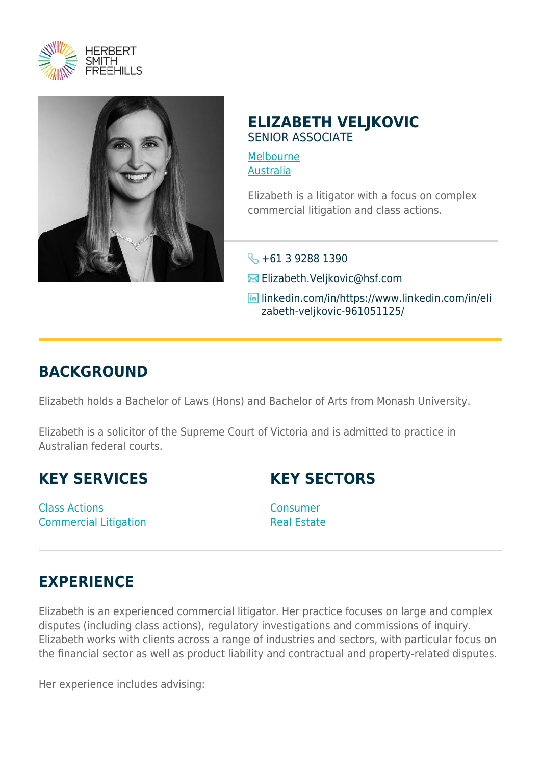HERBERT SMITH FREEHILLS

# ELIZABETH VELJKOVIC

SENIOR ASSOCIATE

Melbourne
Australia

Elizabeth is a litigator with a focus on complex commercial litigation and class actions.

+61 3 9288 1390

Elizabeth.Veljkovic@hsf.com

linkedin.com/in/https://www.linkedin.com/in/elizabeth-veljkovic-961051125/

## BACKGROUND

Elizabeth holds a Bachelor of Laws (Hons) and Bachelor of Arts from Monash University.

Elizabeth is a solicitor of the Supreme Court of Victoria and is admitted to practice in Australian federal courts.

## KEY SERVICES

Class Actions
Commercial Litigation

## KEY SECTORS

Consumer
Real Estate

## EXPERIENCE

Elizabeth is an experienced commercial litigator. Her practice focuses on large and complex disputes (including class actions), regulatory investigations and commissions of inquiry. Elizabeth works with clients across a range of industries and sectors, with particular focus on the financial sector as well as product liability and contractual and property-related disputes.

Her experience includes advising: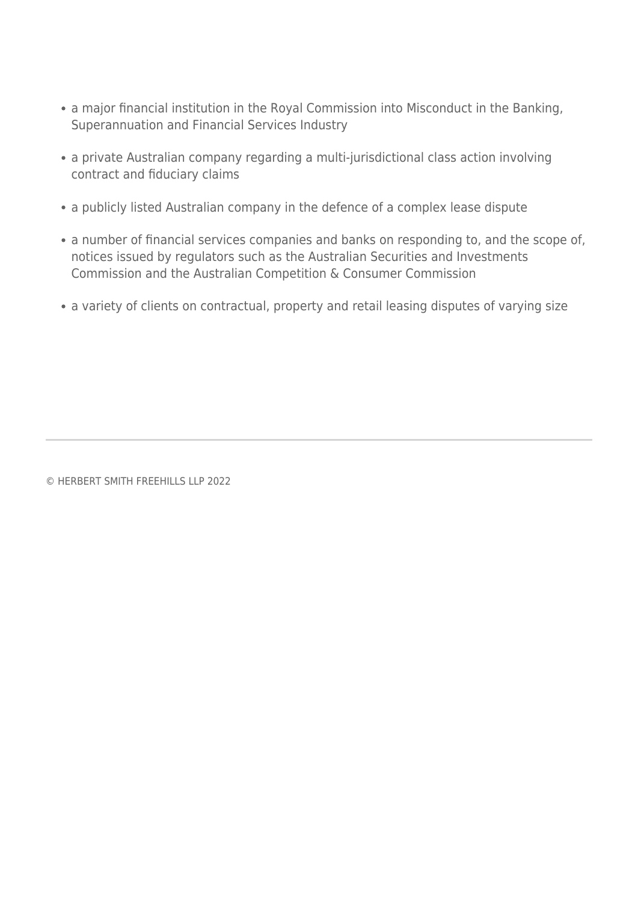- a major financial institution in the Royal Commission into Misconduct in the Banking, Superannuation and Financial Services Industry
- a private Australian company regarding a multi-jurisdictional class action involving contract and fiduciary claims
- a publicly listed Australian company in the defence of a complex lease dispute
- a number of financial services companies and banks on responding to, and the scope of, notices issued by regulators such as the Australian Securities and Investments Commission and the Australian Competition & Consumer Commission
- a variety of clients on contractual, property and retail leasing disputes of varying size

---

© HERBERT SMITH FREEHILLS LLP 2022